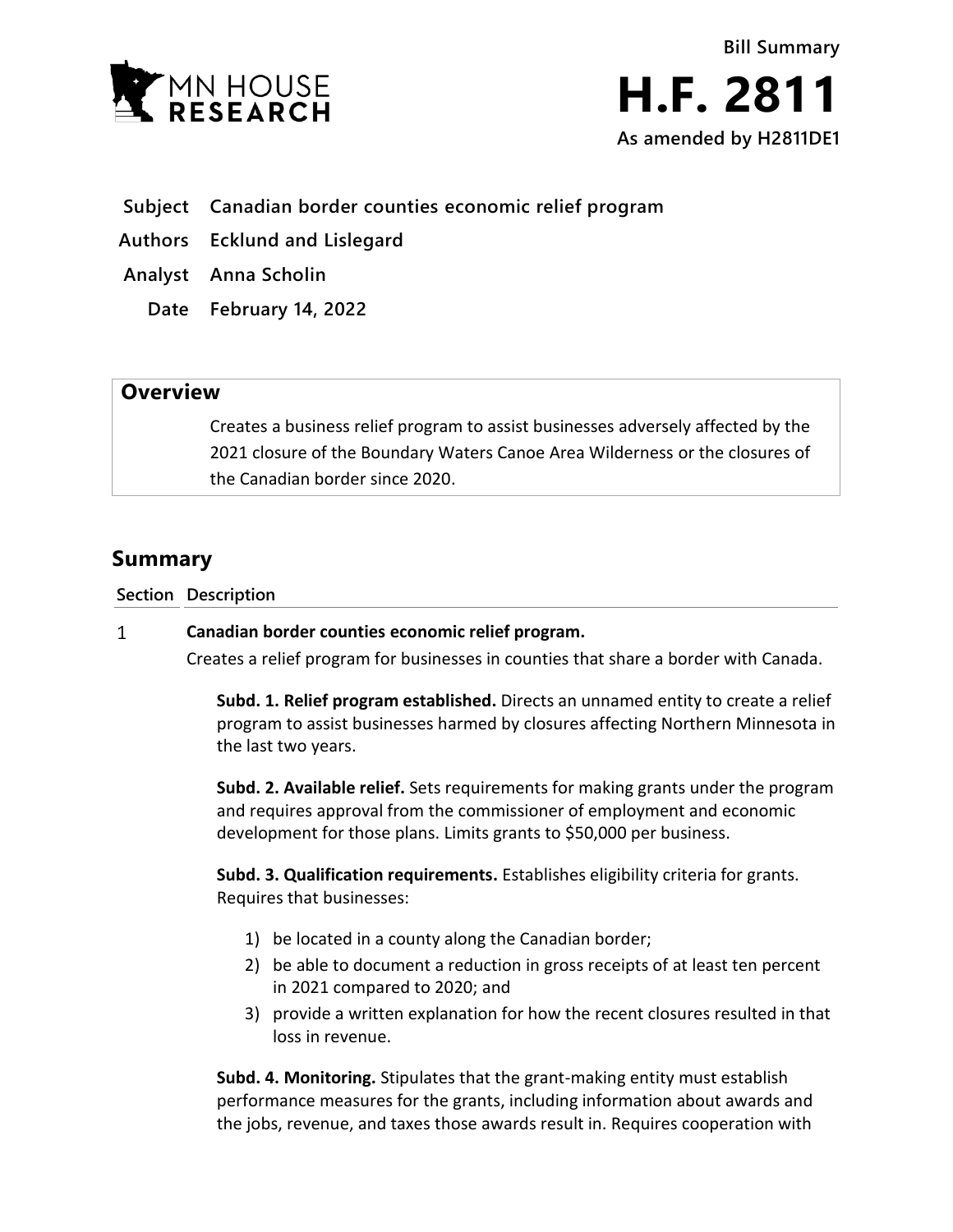MN HOUSE RESEARCH

Bill Summary

# H.F. 2811

As amended by H2811DE1

**Subject** Canadian border counties economic relief program

**Authors** Ecklund and Lislegard

**Analyst** Anna Scholin

**Date** February 14, 2022

## Overview

Creates a business relief program to assist businesses adversely affected by the 2021 closure of the Boundary Waters Canoe Area Wilderness or the closures of the Canadian border since 2020.

## Summary

**Section** **Description**

1 **Canadian border counties economic relief program.**

Creates a relief program for businesses in counties that share a border with Canada.

**Subd. 1. Relief program established.** Directs an unnamed entity to create a relief program to assist businesses harmed by closures affecting Northern Minnesota in the last two years.

**Subd. 2. Available relief.** Sets requirements for making grants under the program and requires approval from the commissioner of employment and economic development for those plans. Limits grants to $50,000 per business.

**Subd. 3. Qualification requirements.** Establishes eligibility criteria for grants. Requires that businesses:

1) be located in a county along the Canadian border;
2) be able to document a reduction in gross receipts of at least ten percent in 2021 compared to 2020; and
3) provide a written explanation for how the recent closures resulted in that loss in revenue.

**Subd. 4. Monitoring.** Stipulates that the grant-making entity must establish performance measures for the grants, including information about awards and the jobs, revenue, and taxes those awards result in. Requires cooperation with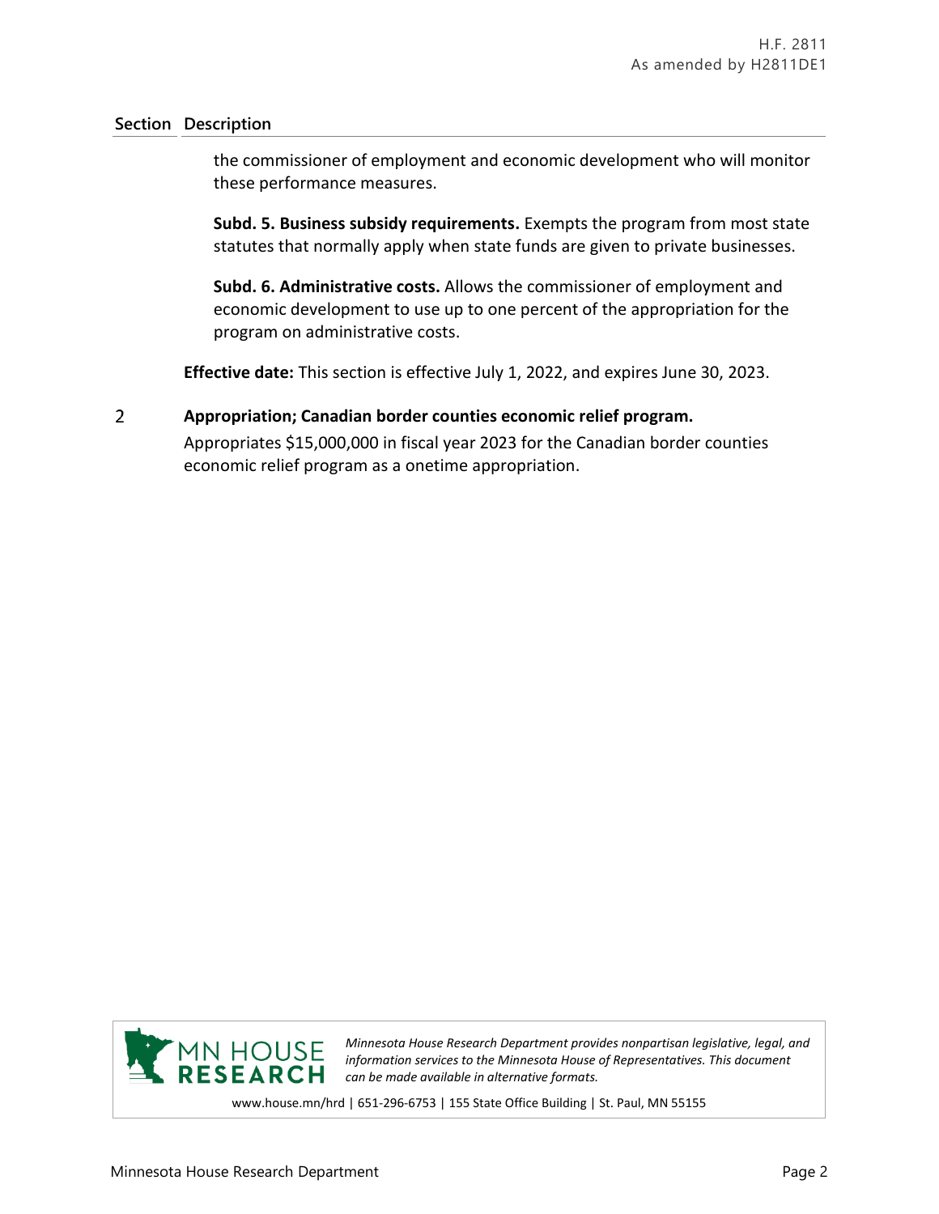| Section | Description |
|---|---|
| | the commissioner of employment and economic development who will monitor these performance measures.<br><br>**Subd. 5. Business subsidy requirements.** Exempts the program from most state statutes that normally apply when state funds are given to private businesses.<br><br>**Subd. 6. Administrative costs.** Allows the commissioner of employment and economic development to use up to one percent of the appropriation for the program on administrative costs.<br><br>**Effective date:** This section is effective July 1, 2022, and expires June 30, 2023. |
| 2 | **Appropriation; Canadian border counties economic relief program.**<br>Appropriates $15,000,000 in fiscal year 2023 for the Canadian border counties economic relief program as a onetime appropriation. |

*Minnesota House Research Department provides nonpartisan legislative, legal, and information services to the Minnesota House of Representatives. This document can be made available in alternative formats.*

www.house.mn/hrd | 651-296-6753 | 155 State Office Building | St. Paul, MN 55155